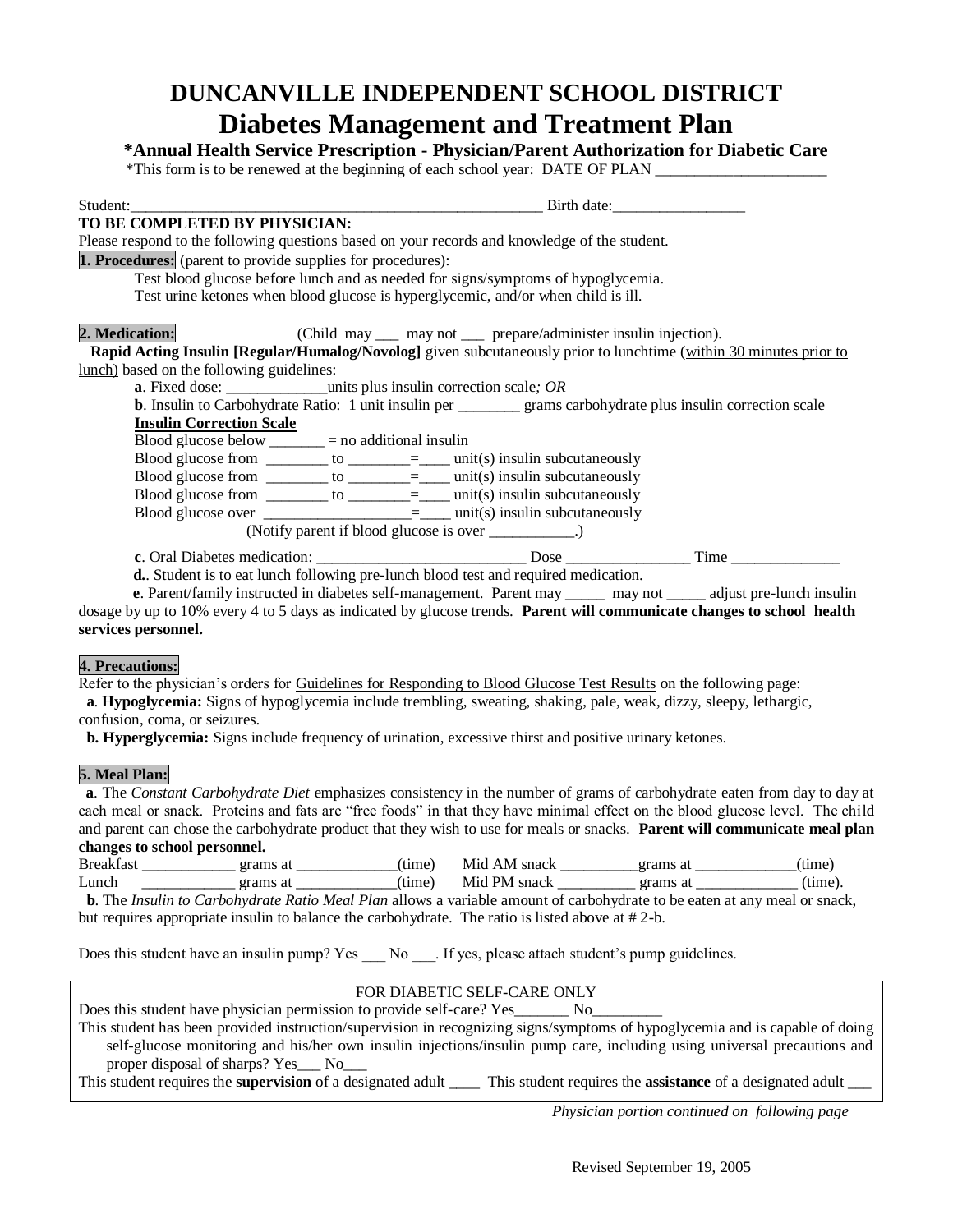# DUNCANVILLE INDEPENDENT SCHOOL DISTRICT

## Diabetes Management and Treatment Plan

**\*Annual Health Service Prescription - Physician/Parent Authorization for Diabetic Care**

\*This form is to be renewed at the beginning of each school year: DATE OF PLAN ______________________

Student:_____________________________________________________ Birth date:_________________

**TO BE COMPLETED BY PHYSICIAN:**

Please respond to the following questions based on your records and knowledge of the student.

**1. Procedures:** (parent to provide supplies for procedures):

Test blood glucose before lunch and as needed for signs/symptoms of hypoglycemia.

Test urine ketones when blood glucose is hyperglycemic, and/or when child is ill.

**2. Medication:** (Child may ___ may not ___ prepare/administer insulin injection).

**Rapid Acting Insulin [Regular/Humalog/Novolog]** given subcutaneously prior to lunchtime (<u>within 30 minutes prior to lunch</u>) based on the following guidelines:

**a**. Fixed dose: _____________units plus insulin correction scale*; OR*

**b**. Insulin to Carbohydrate Ratio: 1 unit insulin per ________ grams carbohydrate plus insulin correction scale

**<u>Insulin Correction Scale</u>**

Blood glucose below _______ = no additional insulin

Blood glucose from ________ to ________=____ unit(s) insulin subcutaneously

Blood glucose from ________ to ________=____ unit(s) insulin subcutaneously

Blood glucose from ________ to ________=____ unit(s) insulin subcutaneously

Blood glucose over ___________________=____ unit(s) insulin subcutaneously

(Notify parent if blood glucose is over ___________.)

**c**. Oral Diabetes medication: ___________________________ Dose ________________ Time ______________

**d.**. Student is to eat lunch following pre-lunch blood test and required medication.

**e**. Parent/family instructed in diabetes self-management. Parent may _____ may not _____ adjust pre-lunch insulin dosage by up to 10% every 4 to 5 days as indicated by glucose trends. **Parent will communicate changes to school health services personnel.**

**4. Precautions:**

Refer to the physician's orders for <u>Guidelines for Responding to Blood Glucose Test Results</u> on the following page:

**a**. **Hypoglycemia:** Signs of hypoglycemia include trembling, sweating, shaking, pale, weak, dizzy, sleepy, lethargic, confusion, coma, or seizures.

**b. Hyperglycemia:** Signs include frequency of urination, excessive thirst and positive urinary ketones.

**5. Meal Plan:**

**a**. The *Constant Carbohydrate Diet* emphasizes consistency in the number of grams of carbohydrate eaten from day to day at each meal or snack. Proteins and fats are "free foods" in that they have minimal effect on the blood glucose level. The child and parent can chose the carbohydrate product that they wish to use for meals or snacks. **Parent will communicate meal plan changes to school personnel.**

Breakfast ____________ grams at _____________(time) Mid AM snack __________grams at _____________(time)

Lunch ____________ grams at _____________(time) Mid PM snack __________ grams at _____________ (time).

**b**. The *Insulin to Carbohydrate Ratio Meal Plan* allows a variable amount of carbohydrate to be eaten at any meal or snack, but requires appropriate insulin to balance the carbohydrate. The ratio is listed above at # 2-b.

Does this student have an insulin pump? Yes ___ No ___. If yes, please attach student's pump guidelines.

FOR DIABETIC SELF-CARE ONLY

Does this student have physician permission to provide self-care? Yes_______ No_________

This student has been provided instruction/supervision in recognizing signs/symptoms of hypoglycemia and is capable of doing self-glucose monitoring and his/her own insulin injections/insulin pump care, including using universal precautions and proper disposal of sharps? Yes___ No___

This student requires the **supervision** of a designated adult ____ This student requires the **assistance** of a designated adult ___

*Physician portion continued on following page*

Revised September 19, 2005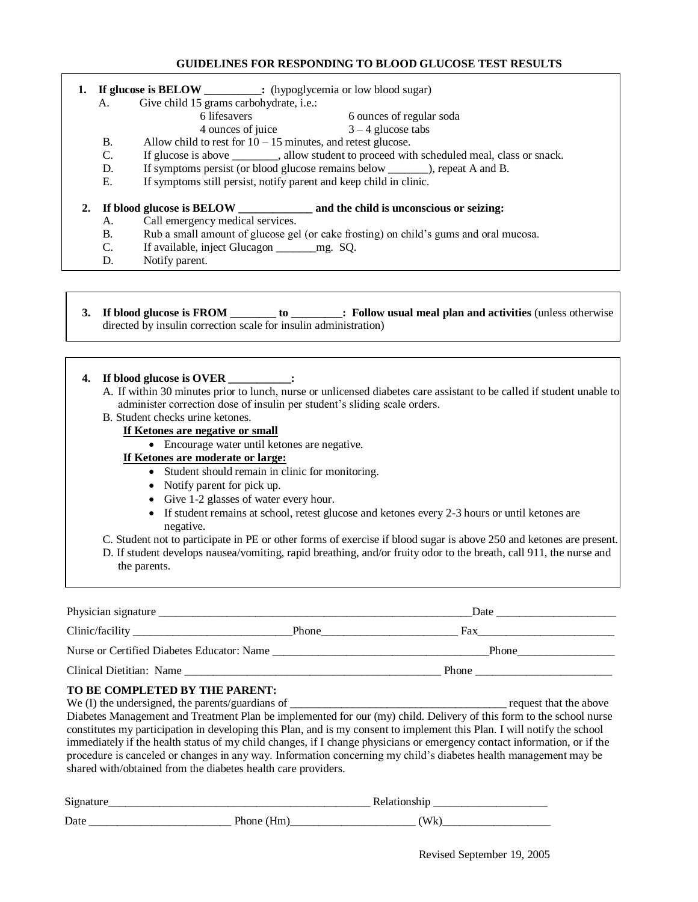## GUIDELINES FOR RESPONDING TO BLOOD GLUCOSE TEST RESULTS

1. **If glucose is BELOW __________:** (hypoglycemia or low blood sugar)
   - A. Give child 15 grams carbohydrate, i.e.:

     | | |
     |---|---|
     | 6 lifesavers | 6 ounces of regular soda |
     | 4 ounces of juice | 3 – 4 glucose tabs |

   - B. Allow child to rest for 10 – 15 minutes, and retest glucose.
   - C. If glucose is above ________, allow student to proceed with scheduled meal, class or snack.
   - D. If symptoms persist (or blood glucose remains below _______), repeat A and B.
   - E. If symptoms still persist, notify parent and keep child in clinic.

2. **If blood glucose is BELOW _____________ and the child is unconscious or seizing:**
   - A. Call emergency medical services.
   - B. Rub a small amount of glucose gel (or cake frosting) on child's gums and oral mucosa.
   - C. If available, inject Glucagon _______mg. SQ.
   - D. Notify parent.

3. **If blood glucose is FROM ________ to _________: Follow usual meal plan and activities** (unless otherwise directed by insulin correction scale for insulin administration)

4. **If blood glucose is OVER ___________:**
   - A. If within 30 minutes prior to lunch, nurse or unlicensed diabetes care assistant to be called if student unable to administer correction dose of insulin per student's sliding scale orders.
   - B. Student checks urine ketones.

     **<u>If Ketones are negative or small</u>**
     - Encourage water until ketones are negative.

     **<u>If Ketones are moderate or large:</u>**
     - Student should remain in clinic for monitoring.
     - Notify parent for pick up.
     - Give 1-2 glasses of water every hour.
     - If student remains at school, retest glucose and ketones every 2-3 hours or until ketones are negative.
   - C. Student not to participate in PE or other forms of exercise if blood sugar is above 250 and ketones are present.
   - D. If student develops nausea/vomiting, rapid breathing, and/or fruity odor to the breath, call 911, the nurse and the parents.

Physician signature ________________________________________________________Date _____________________

Clinic/facility ____________________________Phone________________________ Fax________________________

Nurse or Certified Diabetes Educator: Name ______________________________________Phone_________________

Clinical Dietitian: Name _____________________________________________ Phone ________________________

**TO BE COMPLETED BY THE PARENT:**

We (I) the undersigned, the parents/guardians of ______________________________________ request that the above Diabetes Management and Treatment Plan be implemented for our (my) child. Delivery of this form to the school nurse constitutes my participation in developing this Plan, and is my consent to implement this Plan. I will notify the school immediately if the health status of my child changes, if I change physicians or emergency contact information, or if the procedure is canceled or changes in any way. Information concerning my child's diabetes health management may be shared with/obtained from the diabetes health care providers.

Signature_______________________________________________ Relationship ____________________

Date _________________________ Phone (Hm)______________________ (Wk)___________________

Revised September 19, 2005